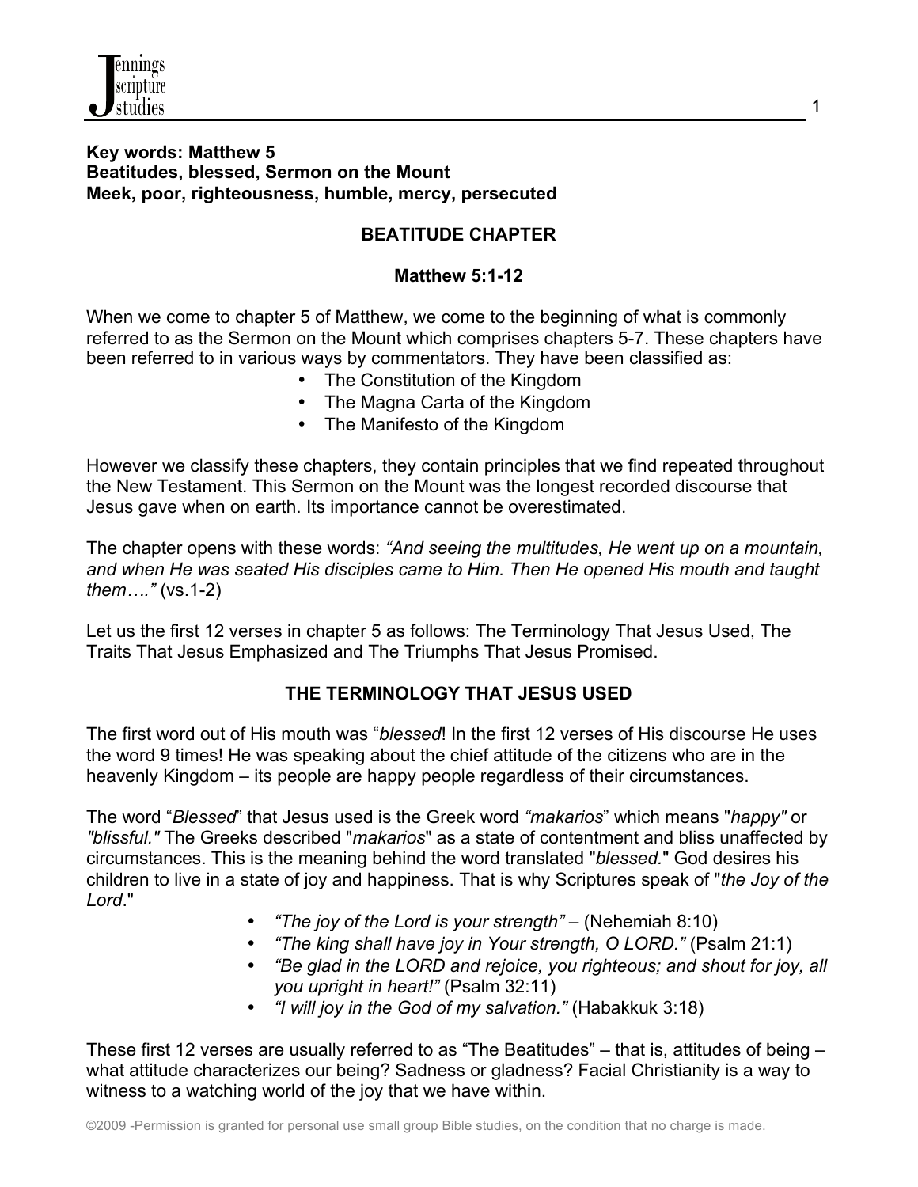**Key words: Matthew 5**
**Beatitudes, blessed, Sermon on the Mount**
**Meek, poor, righteousness, humble, mercy, persecuted**

## BEATITUDE CHAPTER

### Matthew 5:1-12

When we come to chapter 5 of Matthew, we come to the beginning of what is commonly referred to as the Sermon on the Mount which comprises chapters 5-7. These chapters have been referred to in various ways by commentators. They have been classified as:

- The Constitution of the Kingdom
- The Magna Carta of the Kingdom
- The Manifesto of the Kingdom

However we classify these chapters, they contain principles that we find repeated throughout the New Testament. This Sermon on the Mount was the longest recorded discourse that Jesus gave when on earth. Its importance cannot be overestimated.

The chapter opens with these words: *"And seeing the multitudes, He went up on a mountain, and when He was seated His disciples came to Him. Then He opened His mouth and taught them…."* (vs.1-2)

Let us the first 12 verses in chapter 5 as follows: The Terminology That Jesus Used, The Traits That Jesus Emphasized and The Triumphs That Jesus Promised.

### THE TERMINOLOGY THAT JESUS USED

The first word out of His mouth was "*blessed*! In the first 12 verses of His discourse He uses the word 9 times! He was speaking about the chief attitude of the citizens who are in the heavenly Kingdom – its people are happy people regardless of their circumstances.

The word "*Blessed*" that Jesus used is the Greek word *"makarios*" which means "*happy"* or *"blissful."* The Greeks described "*makarios*" as a state of contentment and bliss unaffected by circumstances. This is the meaning behind the word translated "*blessed.*" God desires his children to live in a state of joy and happiness. That is why Scriptures speak of "*the Joy of the Lord*."

- *"The joy of the Lord is your strength"* – (Nehemiah 8:10)
- *"The king shall have joy in Your strength, O LORD."* (Psalm 21:1)
- *"Be glad in the LORD and rejoice, you righteous; and shout for joy, all you upright in heart!"* (Psalm 32:11)
- *"I will joy in the God of my salvation."* (Habakkuk 3:18)

These first 12 verses are usually referred to as "The Beatitudes" – that is, attitudes of being – what attitude characterizes our being? Sadness or gladness? Facial Christianity is a way to witness to a watching world of the joy that we have within.

©2009 -Permission is granted for personal use small group Bible studies, on the condition that no charge is made.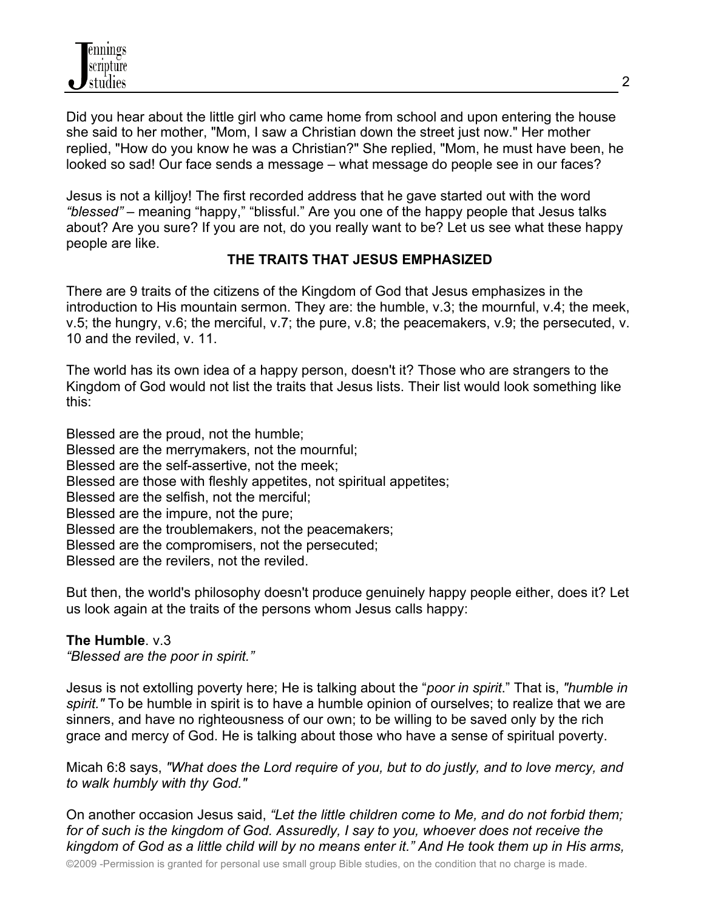Did you hear about the little girl who came home from school and upon entering the house she said to her mother, "Mom, I saw a Christian down the street just now." Her mother replied, "How do you know he was a Christian?" She replied, "Mom, he must have been, he looked so sad! Our face sends a message – what message do people see in our faces?

Jesus is not a killjoy! The first recorded address that he gave started out with the word *"blessed"* – meaning "happy," "blissful." Are you one of the happy people that Jesus talks about? Are you sure? If you are not, do you really want to be? Let us see what these happy people are like.

## THE TRAITS THAT JESUS EMPHASIZED

There are 9 traits of the citizens of the Kingdom of God that Jesus emphasizes in the introduction to His mountain sermon. They are: the humble, v.3; the mournful, v.4; the meek, v.5; the hungry, v.6; the merciful, v.7; the pure, v.8; the peacemakers, v.9; the persecuted, v. 10 and the reviled, v. 11.

The world has its own idea of a happy person, doesn't it? Those who are strangers to the Kingdom of God would not list the traits that Jesus lists. Their list would look something like this:

Blessed are the proud, not the humble;
Blessed are the merrymakers, not the mournful;
Blessed are the self-assertive, not the meek;
Blessed are those with fleshly appetites, not spiritual appetites;
Blessed are the selfish, not the merciful;
Blessed are the impure, not the pure;
Blessed are the troublemakers, not the peacemakers;
Blessed are the compromisers, not the persecuted;
Blessed are the revilers, not the reviled.

But then, the world's philosophy doesn't produce genuinely happy people either, does it? Let us look again at the traits of the persons whom Jesus calls happy:

**The Humble**. v.3
*"Blessed are the poor in spirit."*

Jesus is not extolling poverty here; He is talking about the "*poor in spirit*." That is, *"humble in spirit."* To be humble in spirit is to have a humble opinion of ourselves; to realize that we are sinners, and have no righteousness of our own; to be willing to be saved only by the rich grace and mercy of God. He is talking about those who have a sense of spiritual poverty.

Micah 6:8 says, *"What does the Lord require of you, but to do justly, and to love mercy, and to walk humbly with thy God."*

On another occasion Jesus said, *"Let the little children come to Me, and do not forbid them; for of such is the kingdom of God. Assuredly, I say to you, whoever does not receive the kingdom of God as a little child will by no means enter it." And He took them up in His arms,*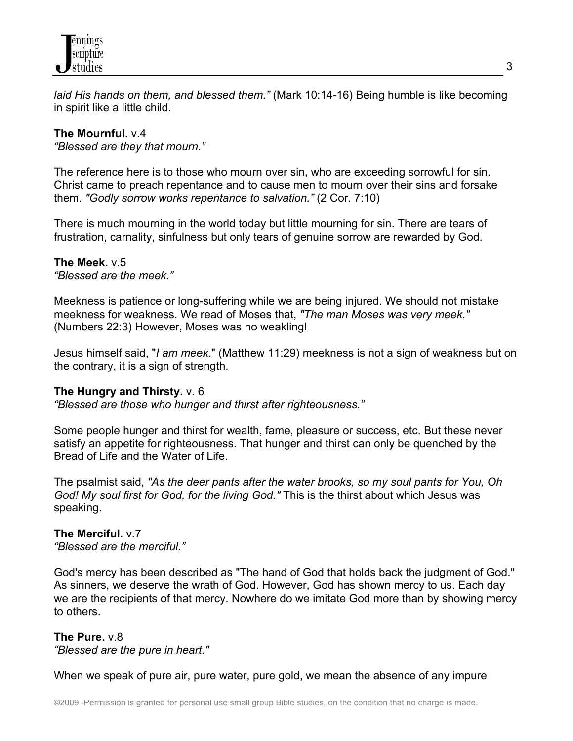*laid His hands on them, and blessed them."* (Mark 10:14-16) Being humble is like becoming in spirit like a little child.

**The Mournful.** v.4
*"Blessed are they that mourn."*

The reference here is to those who mourn over sin, who are exceeding sorrowful for sin. Christ came to preach repentance and to cause men to mourn over their sins and forsake them. *"Godly sorrow works repentance to salvation."* (2 Cor. 7:10)

There is much mourning in the world today but little mourning for sin. There are tears of frustration, carnality, sinfulness but only tears of genuine sorrow are rewarded by God.

**The Meek.** v.5
*"Blessed are the meek."*

Meekness is patience or long-suffering while we are being injured. We should not mistake meekness for weakness. We read of Moses that, *"The man Moses was very meek."* (Numbers 22:3) However, Moses was no weakling!

Jesus himself said, "*I am meek*." (Matthew 11:29) meekness is not a sign of weakness but on the contrary, it is a sign of strength.

**The Hungry and Thirsty.** v. 6
*"Blessed are those who hunger and thirst after righteousness."*

Some people hunger and thirst for wealth, fame, pleasure or success, etc. But these never satisfy an appetite for righteousness. That hunger and thirst can only be quenched by the Bread of Life and the Water of Life.

The psalmist said, *"As the deer pants after the water brooks, so my soul pants for You, Oh God! My soul first for God, for the living God."* This is the thirst about which Jesus was speaking.

**The Merciful.** v.7
*"Blessed are the merciful."*

God's mercy has been described as "The hand of God that holds back the judgment of God." As sinners, we deserve the wrath of God. However, God has shown mercy to us. Each day we are the recipients of that mercy. Nowhere do we imitate God more than by showing mercy to others.

**The Pure.** v.8
*"Blessed are the pure in heart."*

When we speak of pure air, pure water, pure gold, we mean the absence of any impure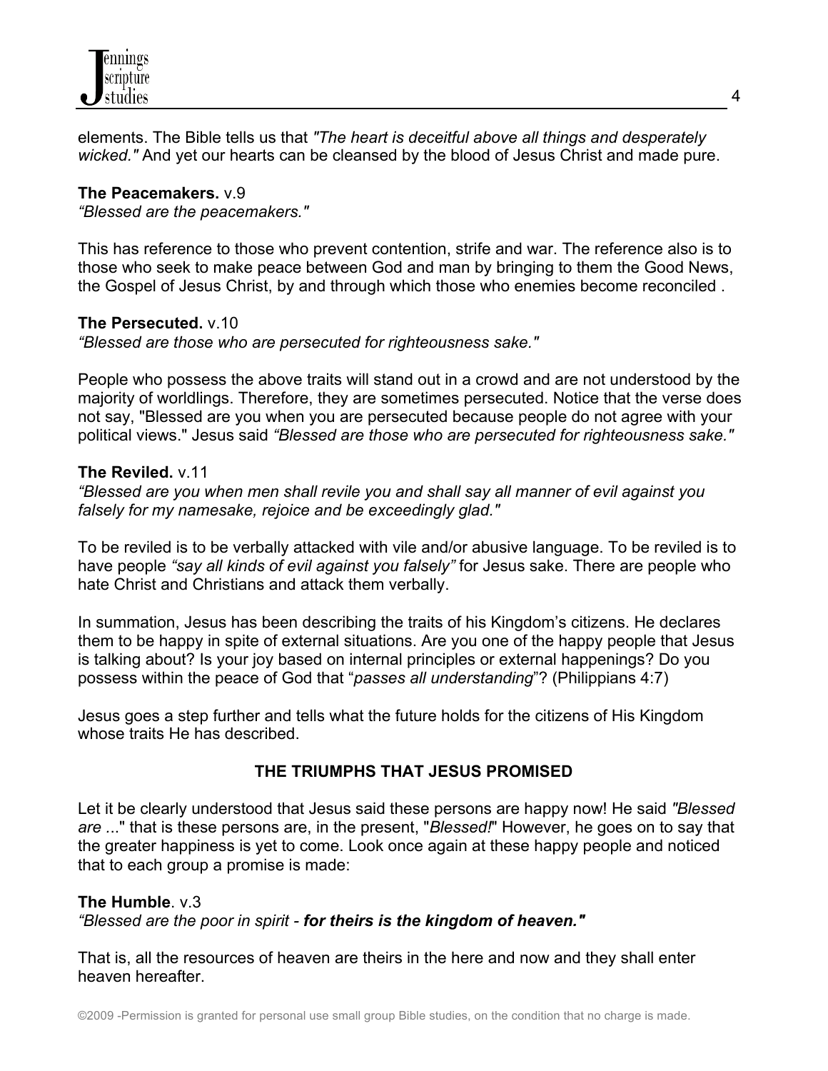elements. The Bible tells us that *"The heart is deceitful above all things and desperately wicked."* And yet our hearts can be cleansed by the blood of Jesus Christ and made pure.

**The Peacemakers.** v.9
*“Blessed are the peacemakers."*

This has reference to those who prevent contention, strife and war. The reference also is to those who seek to make peace between God and man by bringing to them the Good News, the Gospel of Jesus Christ, by and through which those who enemies become reconciled .

**The Persecuted.** v.10
*“Blessed are those who are persecuted for righteousness sake."*

People who possess the above traits will stand out in a crowd and are not understood by the majority of worldlings. Therefore, they are sometimes persecuted. Notice that the verse does not say, "Blessed are you when you are persecuted because people do not agree with your political views." Jesus said *“Blessed are those who are persecuted for righteousness sake."*

**The Reviled.** v.11
*“Blessed are you when men shall revile you and shall say all manner of evil against you falsely for my namesake, rejoice and be exceedingly glad."*

To be reviled is to be verbally attacked with vile and/or abusive language. To be reviled is to have people *“say all kinds of evil against you falsely”* for Jesus sake. There are people who hate Christ and Christians and attack them verbally.

In summation, Jesus has been describing the traits of his Kingdom’s citizens. He declares them to be happy in spite of external situations. Are you one of the happy people that Jesus is talking about? Is your joy based on internal principles or external happenings? Do you possess within the peace of God that “*passes all understanding*”? (Philippians 4:7)

Jesus goes a step further and tells what the future holds for the citizens of His Kingdom whose traits He has described.

## THE TRIUMPHS THAT JESUS PROMISED

Let it be clearly understood that Jesus said these persons are happy now! He said *"Blessed are ..."* that is these persons are, in the present, "*Blessed!*" However, he goes on to say that the greater happiness is yet to come. Look once again at these happy people and noticed that to each group a promise is made:

**The Humble**. v.3
*“Blessed are the poor in spirit - **for theirs is the kingdom of heaven."***

That is, all the resources of heaven are theirs in the here and now and they shall enter heaven hereafter.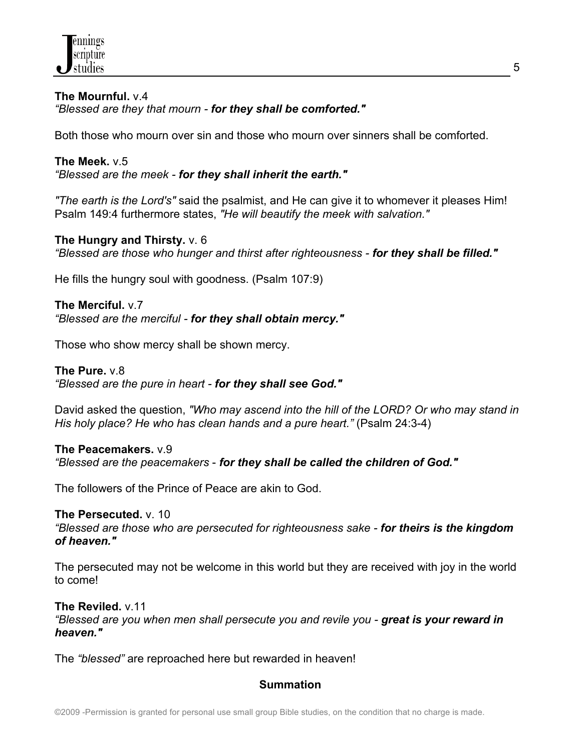**The Mournful.** v.4
*“Blessed are they that mourn - **for they shall be comforted."***

Both those who mourn over sin and those who mourn over sinners shall be comforted.

**The Meek.** v.5
*“Blessed are the meek - **for they shall inherit the earth."***

*"The earth is the Lord's"* said the psalmist, and He can give it to whomever it pleases Him! Psalm 149:4 furthermore states, *"He will beautify the meek with salvation."*

**The Hungry and Thirsty.** v. 6
*“Blessed are those who hunger and thirst after righteousness - **for they shall be filled."***

He fills the hungry soul with goodness. (Psalm 107:9)

**The Merciful.** v.7
*“Blessed are the merciful - **for they shall obtain mercy."***

Those who show mercy shall be shown mercy.

**The Pure.** v.8
*“Blessed are the pure in heart - **for they shall see God."***

David asked the question, *"Who may ascend into the hill of the LORD? Or who may stand in His holy place? He who has clean hands and a pure heart.”* (Psalm 24:3-4)

**The Peacemakers.** v.9
*“Blessed are the peacemakers - **for they shall be called the children of God."***

The followers of the Prince of Peace are akin to God.

**The Persecuted.** v. 10
*“Blessed are those who are persecuted for righteousness sake - **for theirs is the kingdom of heaven."***

The persecuted may not be welcome in this world but they are received with joy in the world to come!

**The Reviled.** v.11
*“Blessed are you when men shall persecute you and revile you - **great is your reward in heaven."***

The *“blessed”* are reproached here but rewarded in heaven!

**Summation**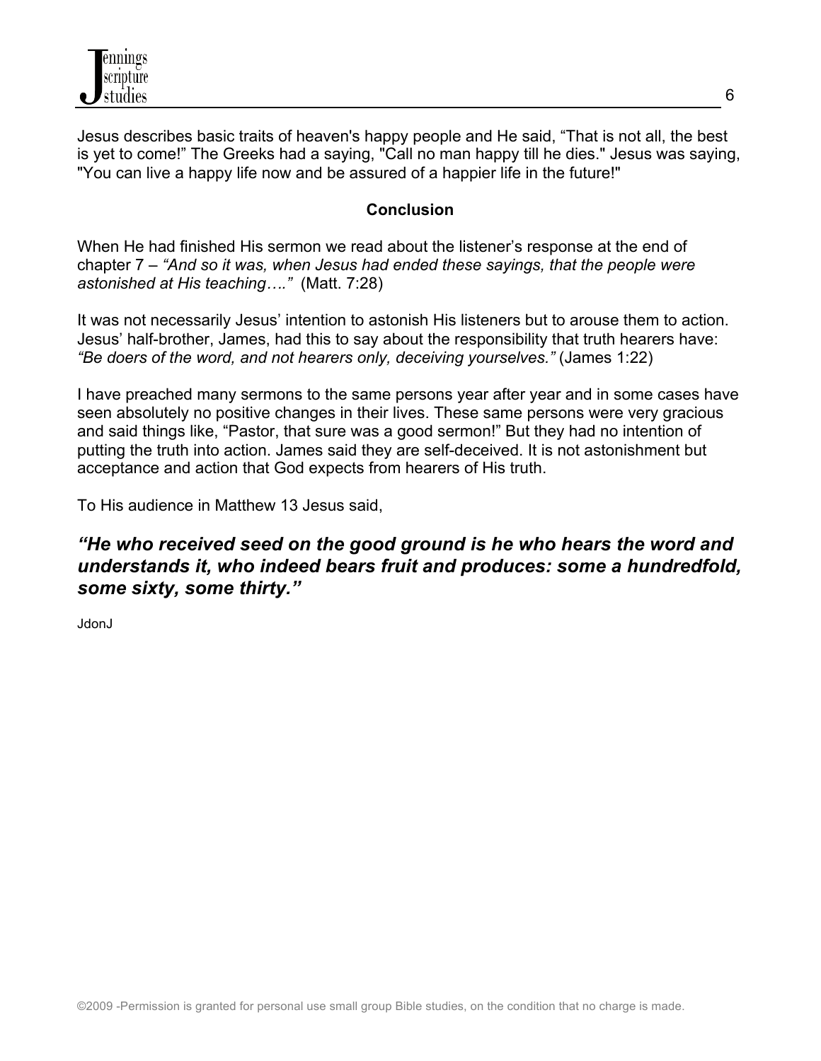Jesus describes basic traits of heaven's happy people and He said, “That is not all, the best is yet to come!” The Greeks had a saying, "Call no man happy till he dies." Jesus was saying, "You can live a happy life now and be assured of a happier life in the future!"

**Conclusion**

When He had finished His sermon we read about the listener’s response at the end of chapter 7 – *“And so it was, when Jesus had ended these sayings, that the people were astonished at His teaching….”* (Matt. 7:28)

It was not necessarily Jesus’ intention to astonish His listeners but to arouse them to action. Jesus’ half-brother, James, had this to say about the responsibility that truth hearers have: *“Be doers of the word, and not hearers only, deceiving yourselves.”* (James 1:22)

I have preached many sermons to the same persons year after year and in some cases have seen absolutely no positive changes in their lives. These same persons were very gracious and said things like, “Pastor, that sure was a good sermon!” But they had no intention of putting the truth into action. James said they are self-deceived. It is not astonishment but acceptance and action that God expects from hearers of His truth.

To His audience in Matthew 13 Jesus said,

***“He who received seed on the good ground is he who hears the word and understands it, who indeed bears fruit and produces: some a hundredfold, some sixty, some thirty.”***

JdonJ

©2009 -Permission is granted for personal use small group Bible studies, on the condition that no charge is made.